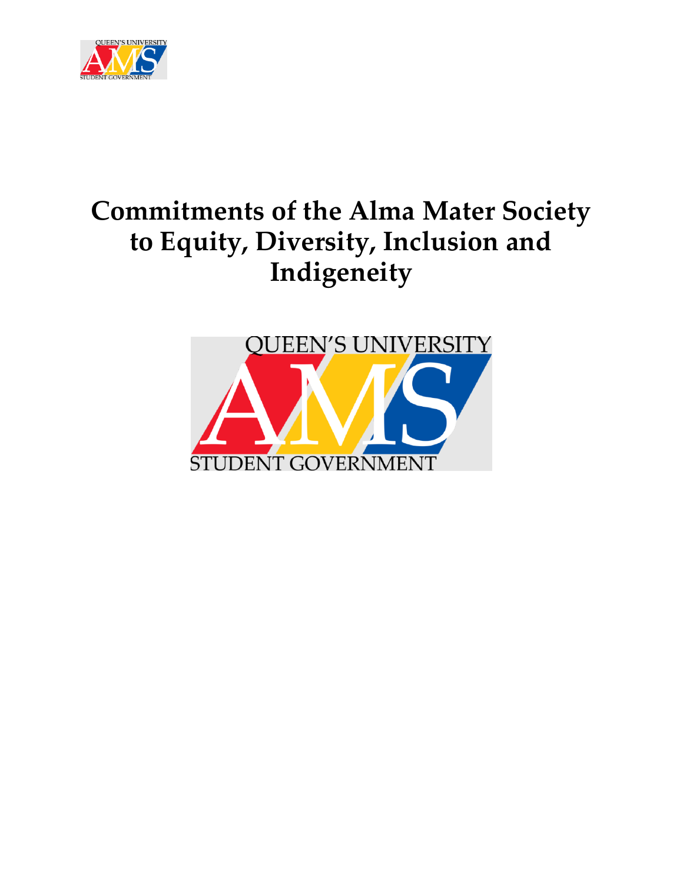# Commitments of the Alma Mater Society to Equity, Diversity, Inclusion and Indigeneity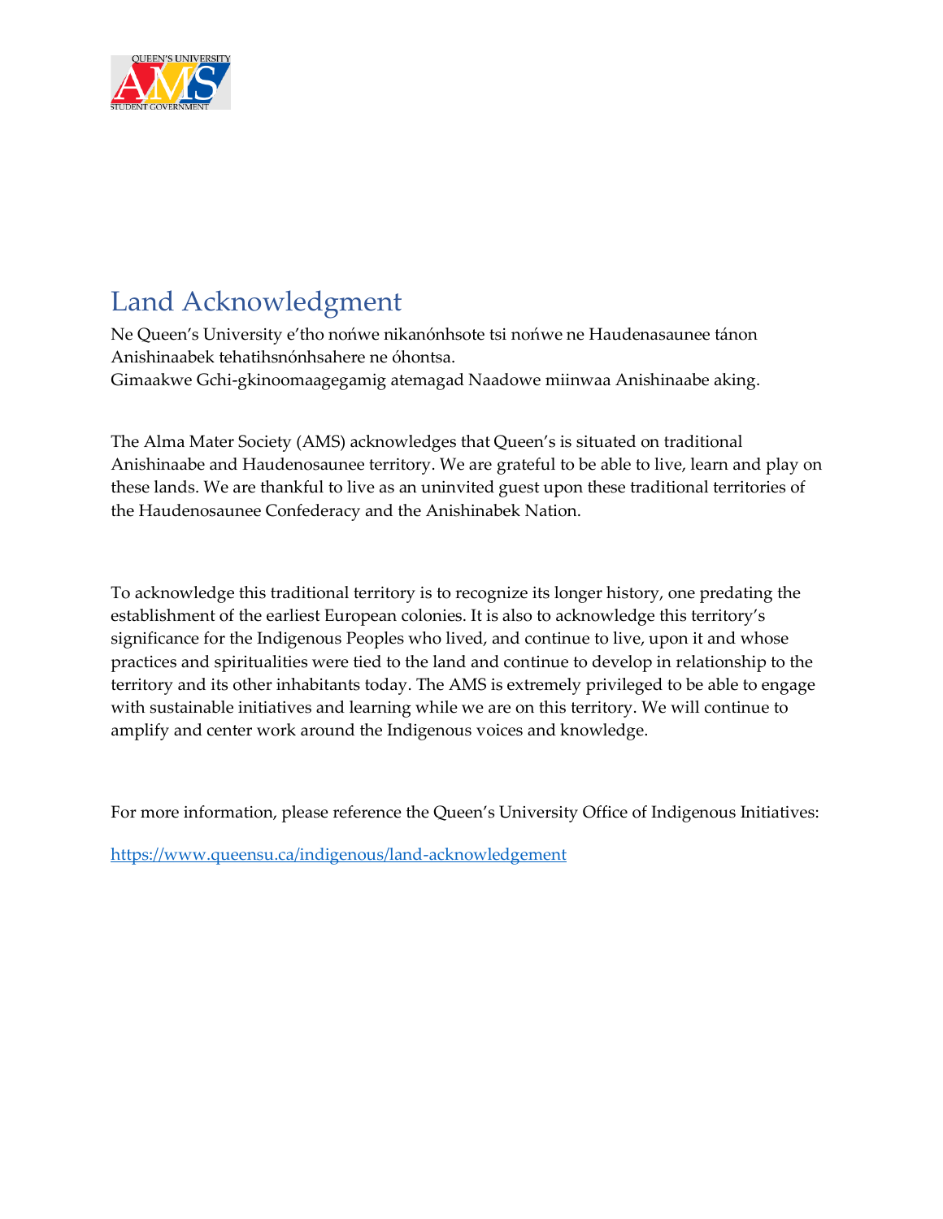## Land Acknowledgment

Ne Queen's University e'tho nońwe nikanónhsote tsi nońwe ne Haudenasaunee tánon Anishinaabek tehatihsnónhsahere ne óhontsa.
Gimaakwe Gchi-gkinoomaagegamig atemagad Naadowe miinwaa Anishinaabe aking.

The Alma Mater Society (AMS) acknowledges that Queen's is situated on traditional Anishinaabe and Haudenosaunee territory. We are grateful to be able to live, learn and play on these lands. We are thankful to live as an uninvited guest upon these traditional territories of the Haudenosaunee Confederacy and the Anishinabek Nation.

To acknowledge this traditional territory is to recognize its longer history, one predating the establishment of the earliest European colonies. It is also to acknowledge this territory's significance for the Indigenous Peoples who lived, and continue to live, upon it and whose practices and spiritualities were tied to the land and continue to develop in relationship to the territory and its other inhabitants today. The AMS is extremely privileged to be able to engage with sustainable initiatives and learning while we are on this territory. We will continue to amplify and center work around the Indigenous voices and knowledge.

For more information, please reference the Queen's University Office of Indigenous Initiatives:

https://www.queensu.ca/indigenous/land-acknowledgement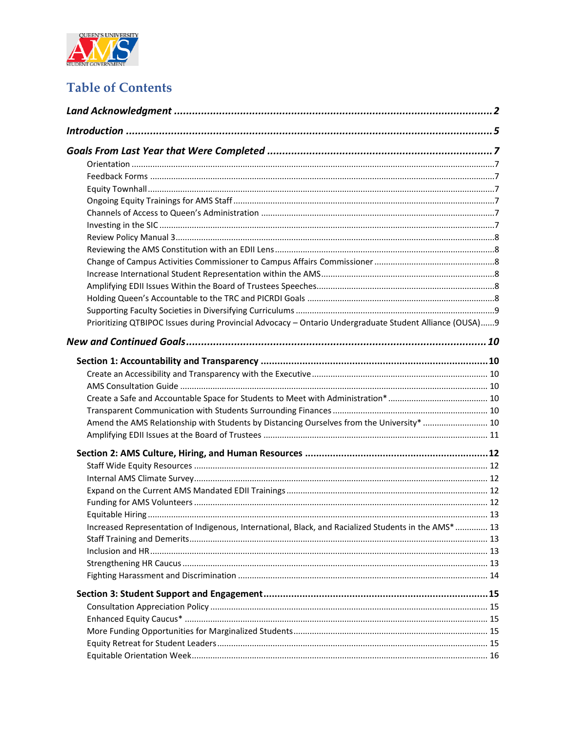# Table of Contents

*Land Acknowledgment* ........ 2

*Introduction* ........ 5

*Goals From Last Year that Were Completed* ........ 7

- Orientation ........ 7
- Feedback Forms ........ 7
- Equity Townhall ........ 7
- Ongoing Equity Trainings for AMS Staff ........ 7
- Channels of Access to Queen's Administration ........ 7
- Investing in the SIC ........ 7
- Review Policy Manual 3 ........ 8
- Reviewing the AMS Constitution with an EDII Lens ........ 8
- Change of Campus Activities Commissioner to Campus Affairs Commissioner ........ 8
- Increase International Student Representation within the AMS ........ 8
- Amplifying EDII Issues Within the Board of Trustees Speeches ........ 8
- Holding Queen's Accountable to the TRC and PICRDI Goals ........ 8
- Supporting Faculty Societies in Diversifying Curriculums ........ 9
- Prioritizing QTBIPOC Issues during Provincial Advocacy – Ontario Undergraduate Student Alliance (OUSA) ........ 9

*New and Continued Goals* ........ 10

**Section 1: Accountability and Transparency** ........ 10

- Create an Accessibility and Transparency with the Executive ........ 10
- AMS Consultation Guide ........ 10
- Create a Safe and Accountable Space for Students to Meet with Administration* ........ 10
- Transparent Communication with Students Surrounding Finances ........ 10
- Amend the AMS Relationship with Students by Distancing Ourselves from the University* ........ 10
- Amplifying EDII Issues at the Board of Trustees ........ 11

**Section 2: AMS Culture, Hiring, and Human Resources** ........ 12

- Staff Wide Equity Resources ........ 12
- Internal AMS Climate Survey ........ 12
- Expand on the Current AMS Mandated EDII Trainings ........ 12
- Funding for AMS Volunteers ........ 12
- Equitable Hiring ........ 13
- Increased Representation of Indigenous, International, Black, and Racialized Students in the AMS* ........ 13
- Staff Training and Demerits ........ 13
- Inclusion and HR ........ 13
- Strengthening HR Caucus ........ 13
- Fighting Harassment and Discrimination ........ 14

**Section 3: Student Support and Engagement** ........ 15

- Consultation Appreciation Policy ........ 15
- Enhanced Equity Caucus* ........ 15
- More Funding Opportunities for Marginalized Students ........ 15
- Equity Retreat for Student Leaders ........ 15
- Equitable Orientation Week ........ 16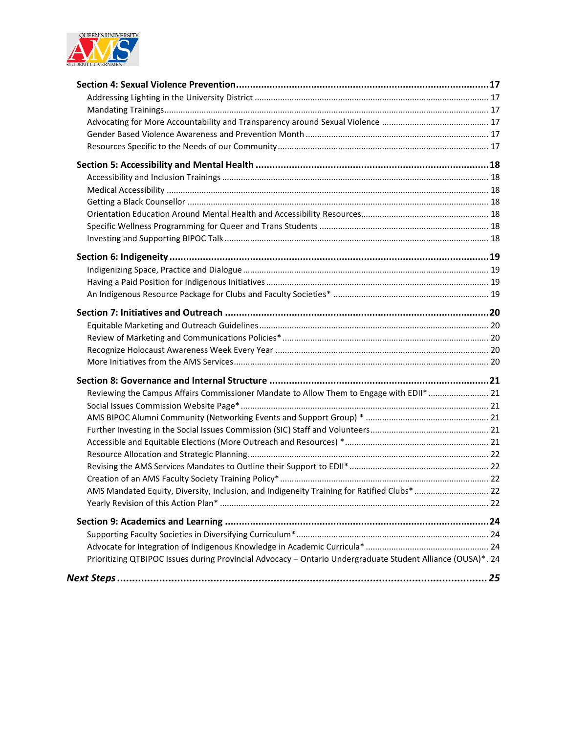**Section 4: Sexual Violence Prevention** ........ 17

- Addressing Lighting in the University District ........ 17
- Mandating Trainings ........ 17
- Advocating for More Accountability and Transparency around Sexual Violence ........ 17
- Gender Based Violence Awareness and Prevention Month ........ 17
- Resources Specific to the Needs of our Community ........ 17

**Section 5: Accessibility and Mental Health** ........ 18

- Accessibility and Inclusion Trainings ........ 18
- Medical Accessibility ........ 18
- Getting a Black Counsellor ........ 18
- Orientation Education Around Mental Health and Accessibility Resources ........ 18
- Specific Wellness Programming for Queer and Trans Students ........ 18
- Investing and Supporting BIPOC Talk ........ 18

**Section 6: Indigeneity** ........ 19

- Indigenizing Space, Practice and Dialogue ........ 19
- Having a Paid Position for Indigenous Initiatives ........ 19
- An Indigenous Resource Package for Clubs and Faculty Societies* ........ 19

**Section 7: Initiatives and Outreach** ........ 20

- Equitable Marketing and Outreach Guidelines ........ 20
- Review of Marketing and Communications Policies* ........ 20
- Recognize Holocaust Awareness Week Every Year ........ 20
- More Initiatives from the AMS Services ........ 20

**Section 8: Governance and Internal Structure** ........ 21

- Reviewing the Campus Affairs Commissioner Mandate to Allow Them to Engage with EDII* ........ 21
- Social Issues Commission Website Page* ........ 21
- AMS BIPOC Alumni Community (Networking Events and Support Group) * ........ 21
- Further Investing in the Social Issues Commission (SIC) Staff and Volunteers ........ 21
- Accessible and Equitable Elections (More Outreach and Resources) * ........ 21
- Resource Allocation and Strategic Planning ........ 22
- Revising the AMS Services Mandates to Outline their Support to EDII* ........ 22
- Creation of an AMS Faculty Society Training Policy* ........ 22
- AMS Mandated Equity, Diversity, Inclusion, and Indigeneity Training for Ratified Clubs* ........ 22
- Yearly Revision of this Action Plan* ........ 22

**Section 9: Academics and Learning** ........ 24

- Supporting Faculty Societies in Diversifying Curriculum* ........ 24
- Advocate for Integration of Indigenous Knowledge in Academic Curricula* ........ 24
- Prioritizing QTBIPOC Issues during Provincial Advocacy – Ontario Undergraduate Student Alliance (OUSA)* . 24

***Next Steps*** ........ 25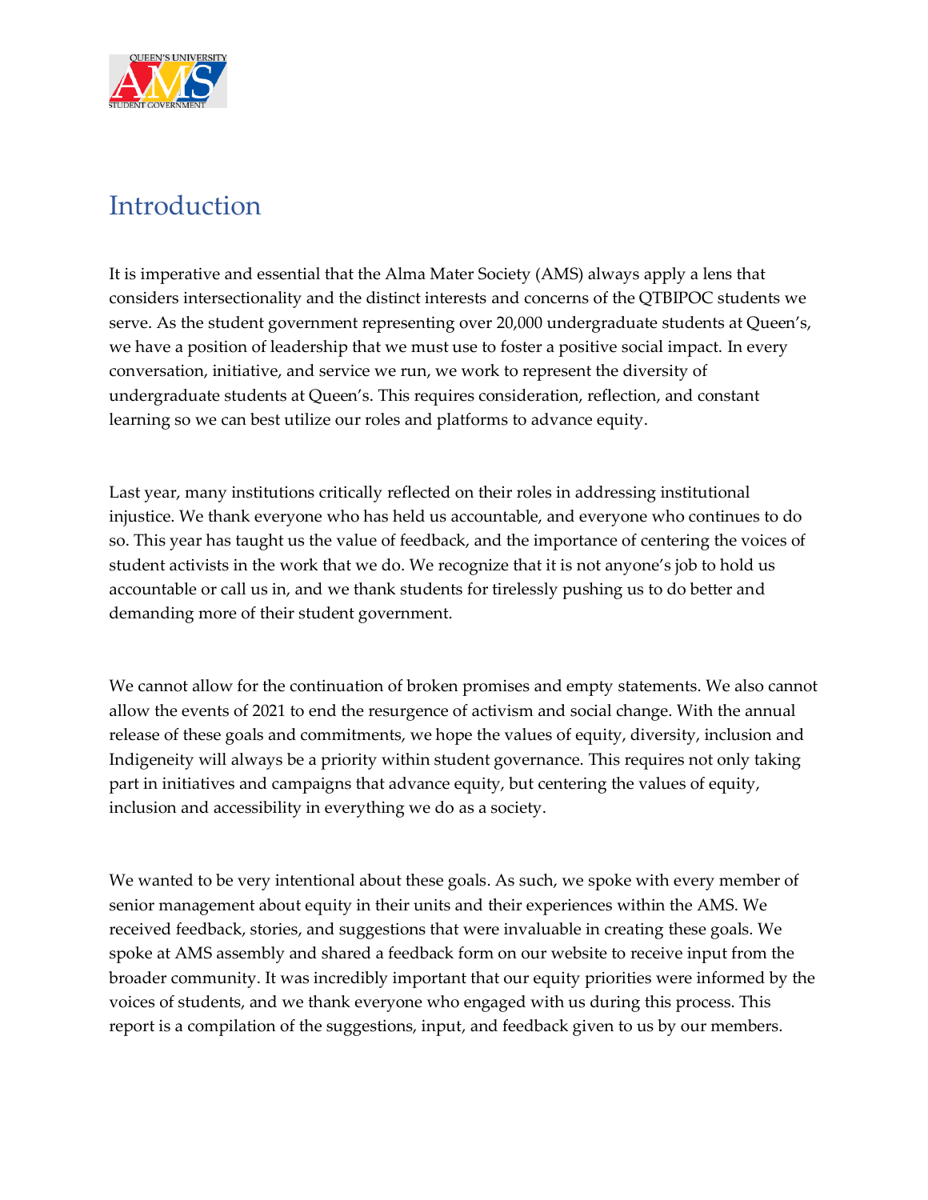# Introduction

It is imperative and essential that the Alma Mater Society (AMS) always apply a lens that considers intersectionality and the distinct interests and concerns of the QTBIPOC students we serve. As the student government representing over 20,000 undergraduate students at Queen's, we have a position of leadership that we must use to foster a positive social impact. In every conversation, initiative, and service we run, we work to represent the diversity of undergraduate students at Queen's. This requires consideration, reflection, and constant learning so we can best utilize our roles and platforms to advance equity.

Last year, many institutions critically reflected on their roles in addressing institutional injustice. We thank everyone who has held us accountable, and everyone who continues to do so. This year has taught us the value of feedback, and the importance of centering the voices of student activists in the work that we do. We recognize that it is not anyone's job to hold us accountable or call us in, and we thank students for tirelessly pushing us to do better and demanding more of their student government.

We cannot allow for the continuation of broken promises and empty statements. We also cannot allow the events of 2021 to end the resurgence of activism and social change. With the annual release of these goals and commitments, we hope the values of equity, diversity, inclusion and Indigeneity will always be a priority within student governance. This requires not only taking part in initiatives and campaigns that advance equity, but centering the values of equity, inclusion and accessibility in everything we do as a society.

We wanted to be very intentional about these goals. As such, we spoke with every member of senior management about equity in their units and their experiences within the AMS. We received feedback, stories, and suggestions that were invaluable in creating these goals. We spoke at AMS assembly and shared a feedback form on our website to receive input from the broader community. It was incredibly important that our equity priorities were informed by the voices of students, and we thank everyone who engaged with us during this process. This report is a compilation of the suggestions, input, and feedback given to us by our members.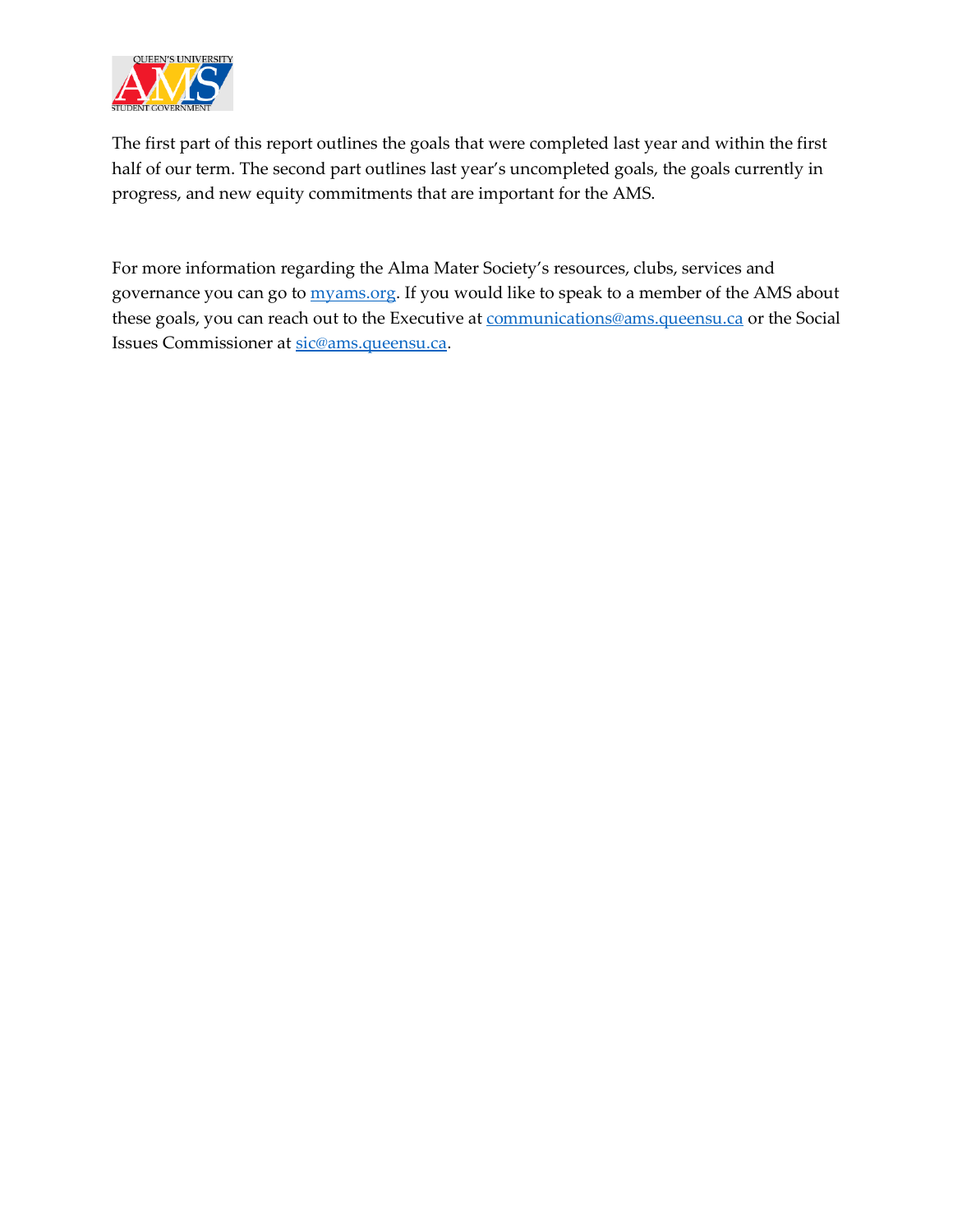The first part of this report outlines the goals that were completed last year and within the first half of our term. The second part outlines last year's uncompleted goals, the goals currently in progress, and new equity commitments that are important for the AMS.

For more information regarding the Alma Mater Society's resources, clubs, services and governance you can go to [myams.org](http://myams.org). If you would like to speak to a member of the AMS about these goals, you can reach out to the Executive at [communications@ams.queensu.ca](mailto:communications@ams.queensu.ca) or the Social Issues Commissioner at [sic@ams.queensu.ca](mailto:sic@ams.queensu.ca).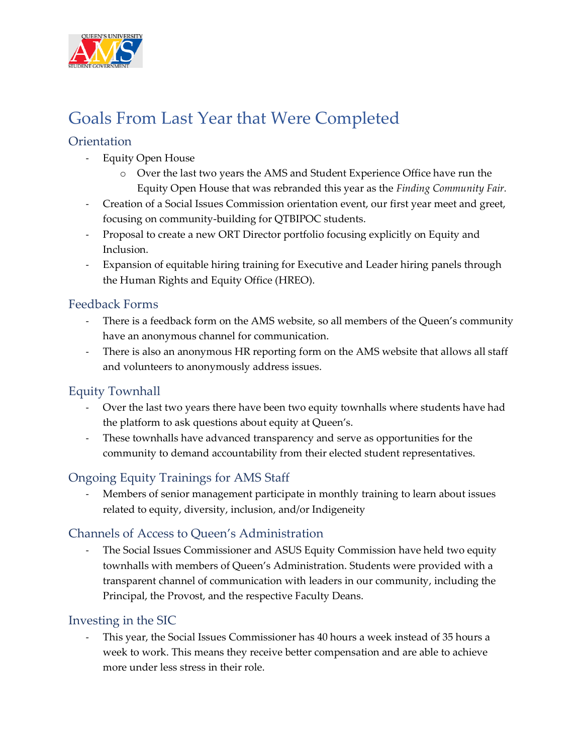# Goals From Last Year that Were Completed

## Orientation

- Equity Open House
  - Over the last two years the AMS and Student Experience Office have run the Equity Open House that was rebranded this year as the *Finding Community Fair.*
- Creation of a Social Issues Commission orientation event, our first year meet and greet, focusing on community-building for QTBIPOC students.
- Proposal to create a new ORT Director portfolio focusing explicitly on Equity and Inclusion.
- Expansion of equitable hiring training for Executive and Leader hiring panels through the Human Rights and Equity Office (HREO).

## Feedback Forms

- There is a feedback form on the AMS website, so all members of the Queen's community have an anonymous channel for communication.
- There is also an anonymous HR reporting form on the AMS website that allows all staff and volunteers to anonymously address issues.

## Equity Townhall

- Over the last two years there have been two equity townhalls where students have had the platform to ask questions about equity at Queen's.
- These townhalls have advanced transparency and serve as opportunities for the community to demand accountability from their elected student representatives.

## Ongoing Equity Trainings for AMS Staff

- Members of senior management participate in monthly training to learn about issues related to equity, diversity, inclusion, and/or Indigeneity

## Channels of Access to Queen's Administration

- The Social Issues Commissioner and ASUS Equity Commission have held two equity townhalls with members of Queen's Administration. Students were provided with a transparent channel of communication with leaders in our community, including the Principal, the Provost, and the respective Faculty Deans.

## Investing in the SIC

- This year, the Social Issues Commissioner has 40 hours a week instead of 35 hours a week to work. This means they receive better compensation and are able to achieve more under less stress in their role.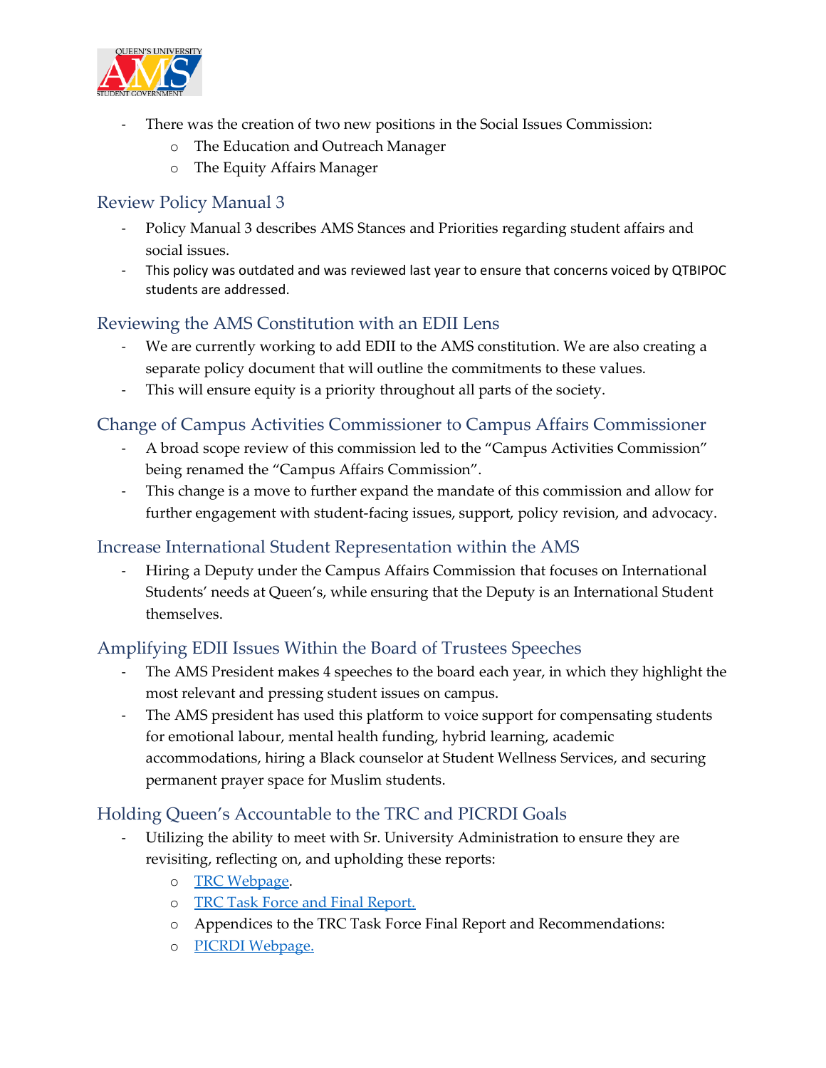- There was the creation of two new positions in the Social Issues Commission:
  - The Education and Outreach Manager
  - The Equity Affairs Manager

## Review Policy Manual 3

- Policy Manual 3 describes AMS Stances and Priorities regarding student affairs and social issues.
- This policy was outdated and was reviewed last year to ensure that concerns voiced by QTBIPOC students are addressed.

## Reviewing the AMS Constitution with an EDII Lens

- We are currently working to add EDII to the AMS constitution. We are also creating a separate policy document that will outline the commitments to these values.
- This will ensure equity is a priority throughout all parts of the society.

## Change of Campus Activities Commissioner to Campus Affairs Commissioner

- A broad scope review of this commission led to the "Campus Activities Commission" being renamed the "Campus Affairs Commission".
- This change is a move to further expand the mandate of this commission and allow for further engagement with student-facing issues, support, policy revision, and advocacy.

## Increase International Student Representation within the AMS

- Hiring a Deputy under the Campus Affairs Commission that focuses on International Students' needs at Queen's, while ensuring that the Deputy is an International Student themselves.

## Amplifying EDII Issues Within the Board of Trustees Speeches

- The AMS President makes 4 speeches to the board each year, in which they highlight the most relevant and pressing student issues on campus.
- The AMS president has used this platform to voice support for compensating students for emotional labour, mental health funding, hybrid learning, academic accommodations, hiring a Black counselor at Student Wellness Services, and securing permanent prayer space for Muslim students.

## Holding Queen's Accountable to the TRC and PICRDI Goals

- Utilizing the ability to meet with Sr. University Administration to ensure they are revisiting, reflecting on, and upholding these reports:
  - TRC Webpage.
  - TRC Task Force and Final Report.
  - Appendices to the TRC Task Force Final Report and Recommendations:
  - PICRDI Webpage.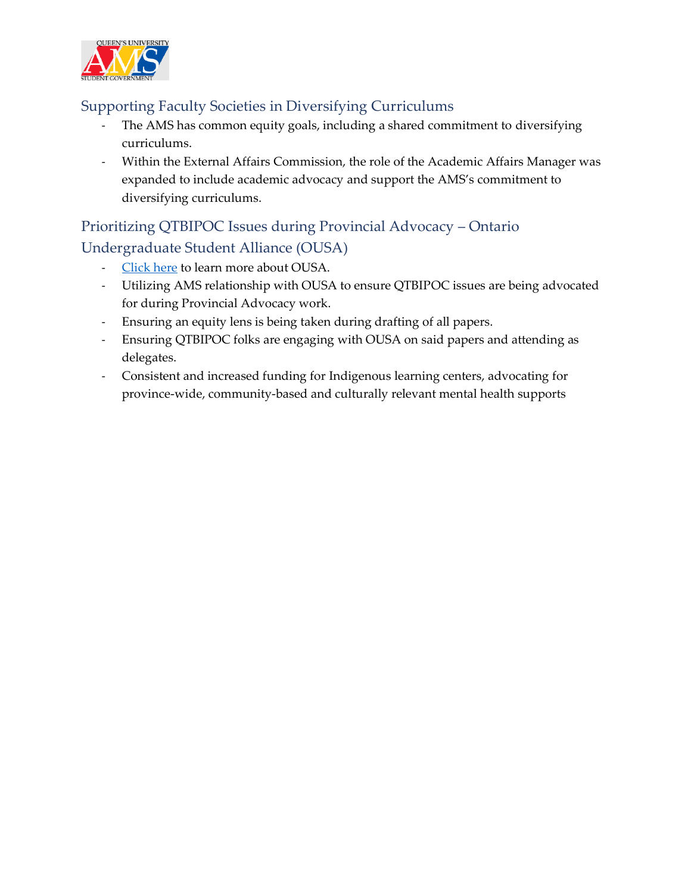## Supporting Faculty Societies in Diversifying Curriculums

- The AMS has common equity goals, including a shared commitment to diversifying curriculums.
- Within the External Affairs Commission, the role of the Academic Affairs Manager was expanded to include academic advocacy and support the AMS's commitment to diversifying curriculums.

## Prioritizing QTBIPOC Issues during Provincial Advocacy – Ontario Undergraduate Student Alliance (OUSA)

- Click here to learn more about OUSA.
- Utilizing AMS relationship with OUSA to ensure QTBIPOC issues are being advocated for during Provincial Advocacy work.
- Ensuring an equity lens is being taken during drafting of all papers.
- Ensuring QTBIPOC folks are engaging with OUSA on said papers and attending as delegates.
- Consistent and increased funding for Indigenous learning centers, advocating for province-wide, community-based and culturally relevant mental health supports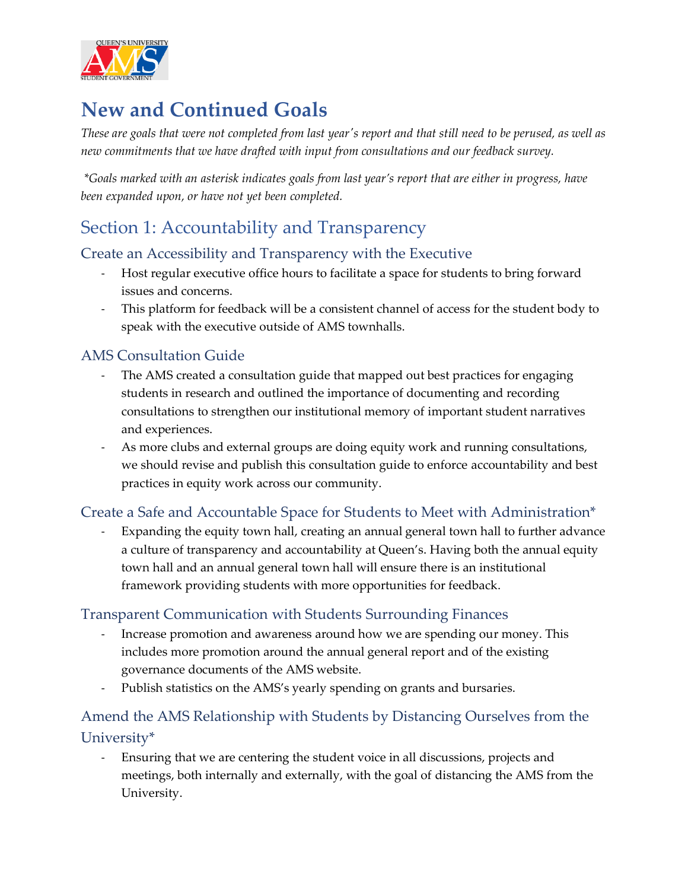# New and Continued Goals

*These are goals that were not completed from last year's report and that still need to be perused, as well as new commitments that we have drafted with input from consultations and our feedback survey.*

*\*Goals marked with an asterisk indicates goals from last year's report that are either in progress, have been expanded upon, or have not yet been completed.*

## Section 1: Accountability and Transparency

### Create an Accessibility and Transparency with the Executive

- Host regular executive office hours to facilitate a space for students to bring forward issues and concerns.
- This platform for feedback will be a consistent channel of access for the student body to speak with the executive outside of AMS townhalls.

### AMS Consultation Guide

- The AMS created a consultation guide that mapped out best practices for engaging students in research and outlined the importance of documenting and recording consultations to strengthen our institutional memory of important student narratives and experiences.
- As more clubs and external groups are doing equity work and running consultations, we should revise and publish this consultation guide to enforce accountability and best practices in equity work across our community.

### Create a Safe and Accountable Space for Students to Meet with Administration*

- Expanding the equity town hall, creating an annual general town hall to further advance a culture of transparency and accountability at Queen's. Having both the annual equity town hall and an annual general town hall will ensure there is an institutional framework providing students with more opportunities for feedback.

### Transparent Communication with Students Surrounding Finances

- Increase promotion and awareness around how we are spending our money. This includes more promotion around the annual general report and of the existing governance documents of the AMS website.
- Publish statistics on the AMS's yearly spending on grants and bursaries.

### Amend the AMS Relationship with Students by Distancing Ourselves from the University*

- Ensuring that we are centering the student voice in all discussions, projects and meetings, both internally and externally, with the goal of distancing the AMS from the University.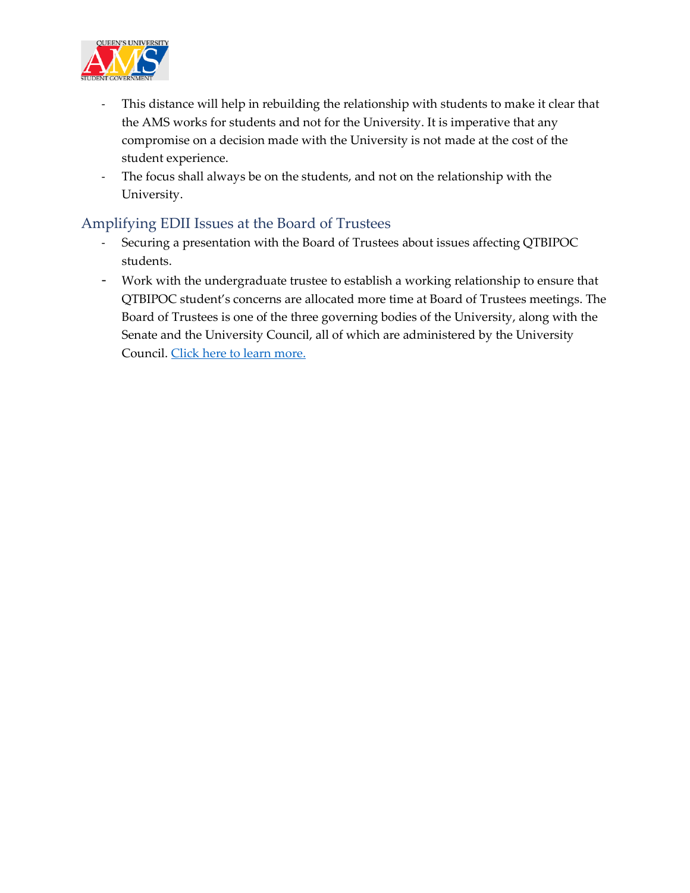- This distance will help in rebuilding the relationship with students to make it clear that the AMS works for students and not for the University. It is imperative that any compromise on a decision made with the University is not made at the cost of the student experience.
- The focus shall always be on the students, and not on the relationship with the University.

## Amplifying EDII Issues at the Board of Trustees

- Securing a presentation with the Board of Trustees about issues affecting QTBIPOC students.
- Work with the undergraduate trustee to establish a working relationship to ensure that QTBIPOC student's concerns are allocated more time at Board of Trustees meetings. The Board of Trustees is one of the three governing bodies of the University, along with the Senate and the University Council, all of which are administered by the University Council. Click here to learn more.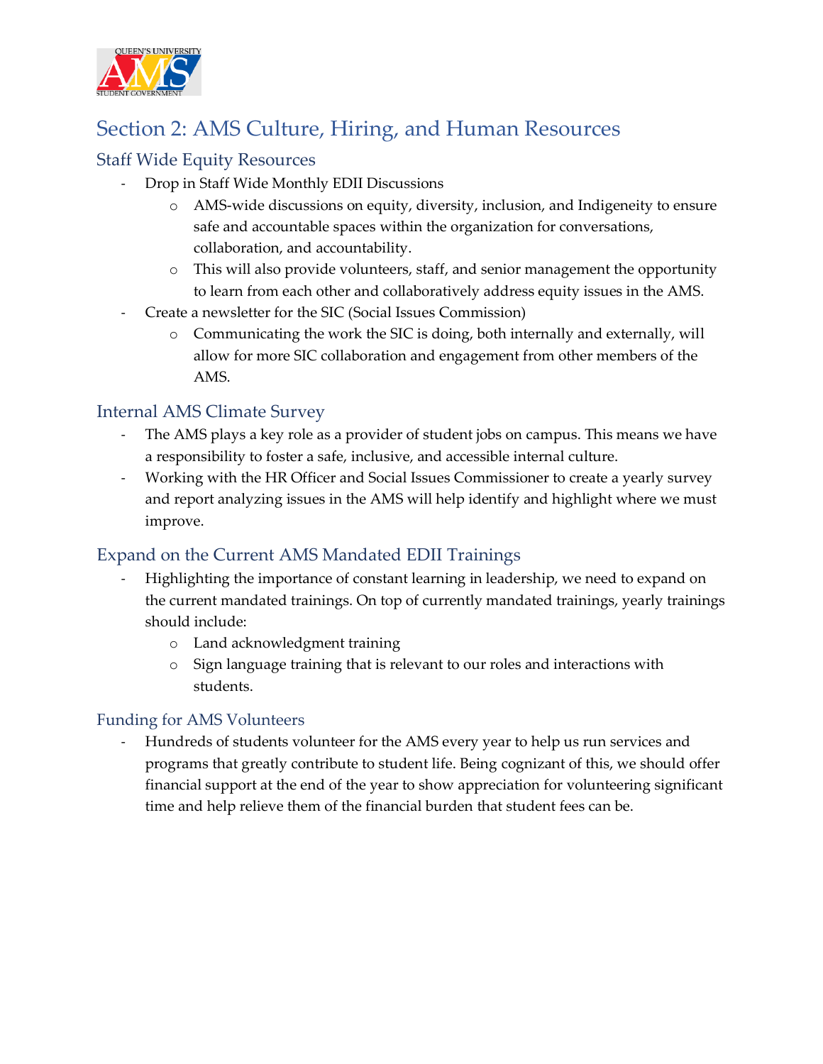## Section 2: AMS Culture, Hiring, and Human Resources

### Staff Wide Equity Resources

- Drop in Staff Wide Monthly EDII Discussions
  - AMS-wide discussions on equity, diversity, inclusion, and Indigeneity to ensure safe and accountable spaces within the organization for conversations, collaboration, and accountability.
  - This will also provide volunteers, staff, and senior management the opportunity to learn from each other and collaboratively address equity issues in the AMS.
- Create a newsletter for the SIC (Social Issues Commission)
  - Communicating the work the SIC is doing, both internally and externally, will allow for more SIC collaboration and engagement from other members of the AMS.

### Internal AMS Climate Survey

- The AMS plays a key role as a provider of student jobs on campus. This means we have a responsibility to foster a safe, inclusive, and accessible internal culture.
- Working with the HR Officer and Social Issues Commissioner to create a yearly survey and report analyzing issues in the AMS will help identify and highlight where we must improve.

### Expand on the Current AMS Mandated EDII Trainings

- Highlighting the importance of constant learning in leadership, we need to expand on the current mandated trainings. On top of currently mandated trainings, yearly trainings should include:
  - Land acknowledgment training
  - Sign language training that is relevant to our roles and interactions with students.

### Funding for AMS Volunteers

- Hundreds of students volunteer for the AMS every year to help us run services and programs that greatly contribute to student life. Being cognizant of this, we should offer financial support at the end of the year to show appreciation for volunteering significant time and help relieve them of the financial burden that student fees can be.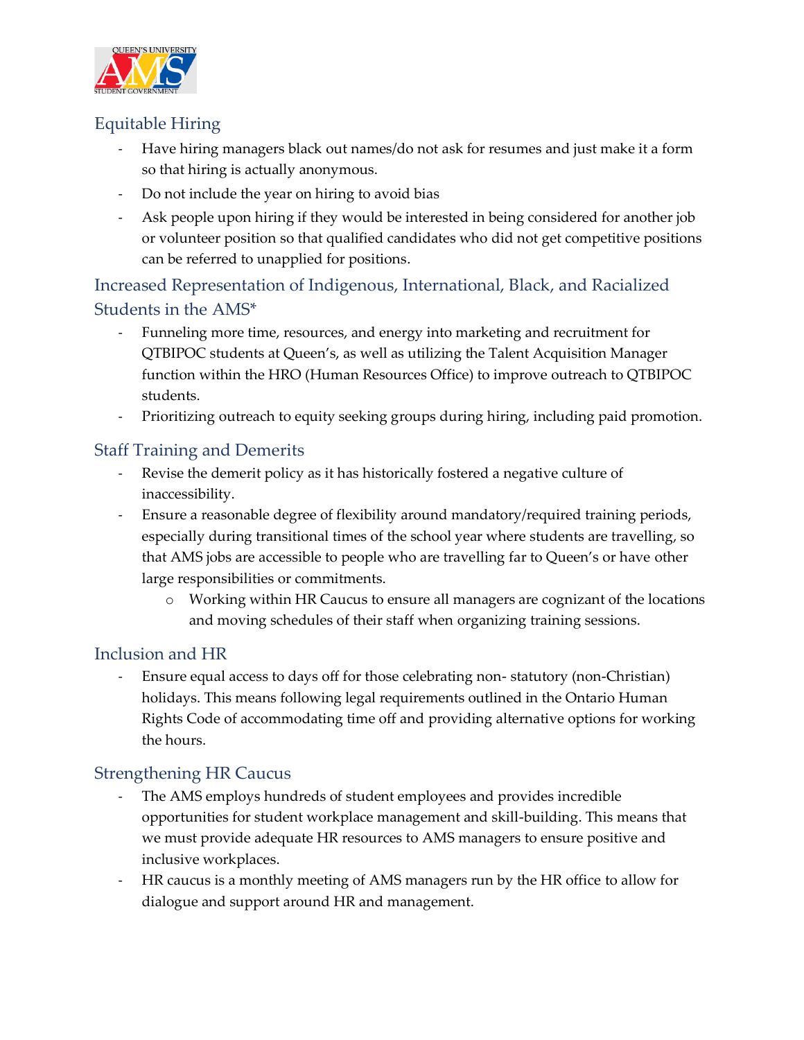## Equitable Hiring

- Have hiring managers black out names/do not ask for resumes and just make it a form so that hiring is actually anonymous.
- Do not include the year on hiring to avoid bias
- Ask people upon hiring if they would be interested in being considered for another job or volunteer position so that qualified candidates who did not get competitive positions can be referred to unapplied for positions.

## Increased Representation of Indigenous, International, Black, and Racialized Students in the AMS*

- Funneling more time, resources, and energy into marketing and recruitment for QTBIPOC students at Queen's, as well as utilizing the Talent Acquisition Manager function within the HRO (Human Resources Office) to improve outreach to QTBIPOC students.
- Prioritizing outreach to equity seeking groups during hiring, including paid promotion.

## Staff Training and Demerits

- Revise the demerit policy as it has historically fostered a negative culture of inaccessibility.
- Ensure a reasonable degree of flexibility around mandatory/required training periods, especially during transitional times of the school year where students are travelling, so that AMS jobs are accessible to people who are travelling far to Queen's or have other large responsibilities or commitments.
    - Working within HR Caucus to ensure all managers are cognizant of the locations and moving schedules of their staff when organizing training sessions.

## Inclusion and HR

- Ensure equal access to days off for those celebrating non- statutory (non-Christian) holidays. This means following legal requirements outlined in the Ontario Human Rights Code of accommodating time off and providing alternative options for working the hours.

## Strengthening HR Caucus

- The AMS employs hundreds of student employees and provides incredible opportunities for student workplace management and skill-building. This means that we must provide adequate HR resources to AMS managers to ensure positive and inclusive workplaces.
- HR caucus is a monthly meeting of AMS managers run by the HR office to allow for dialogue and support around HR and management.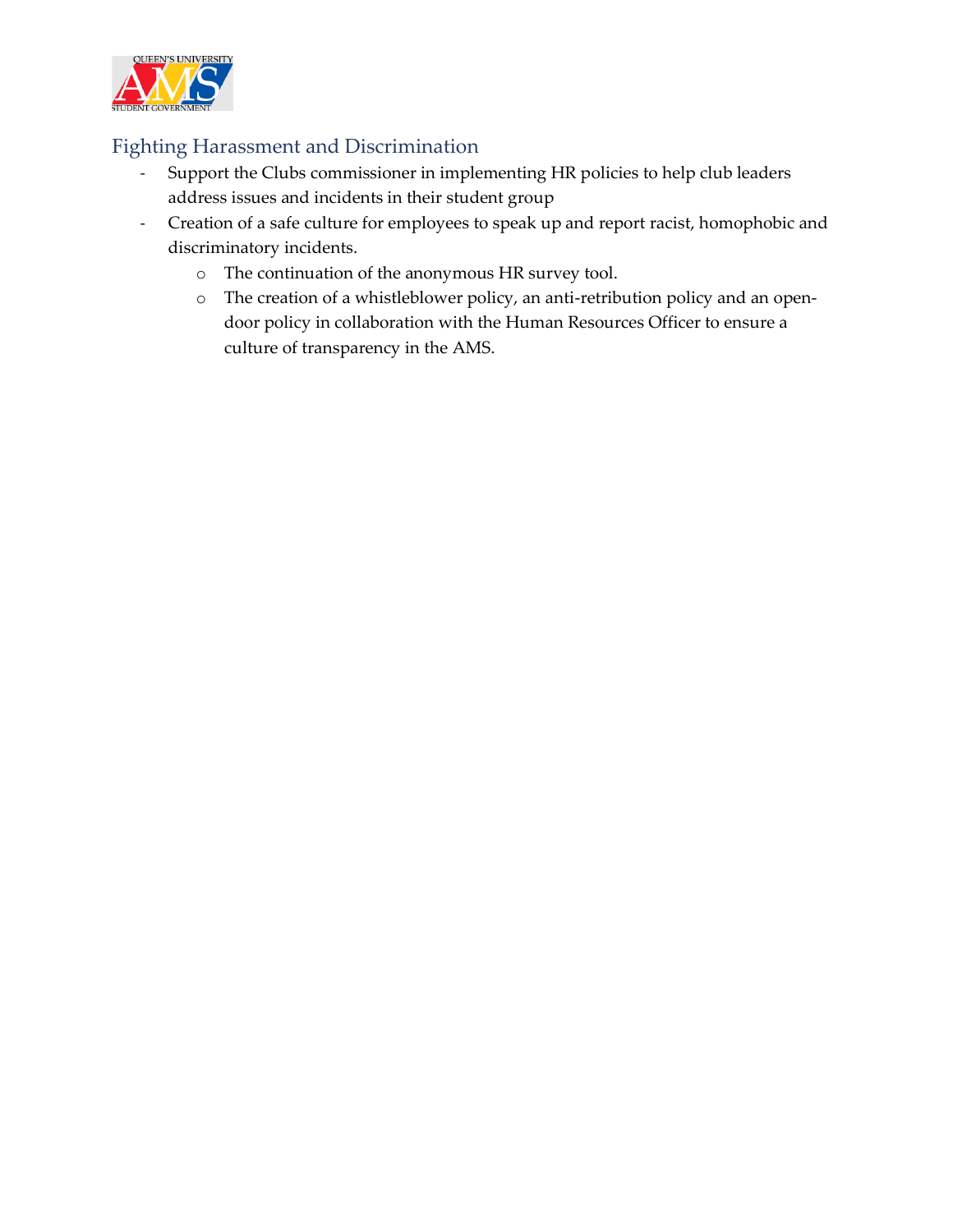## Fighting Harassment and Discrimination

- Support the Clubs commissioner in implementing HR policies to help club leaders address issues and incidents in their student group
- Creation of a safe culture for employees to speak up and report racist, homophobic and discriminatory incidents.
  - The continuation of the anonymous HR survey tool.
  - The creation of a whistleblower policy, an anti-retribution policy and an open-door policy in collaboration with the Human Resources Officer to ensure a culture of transparency in the AMS.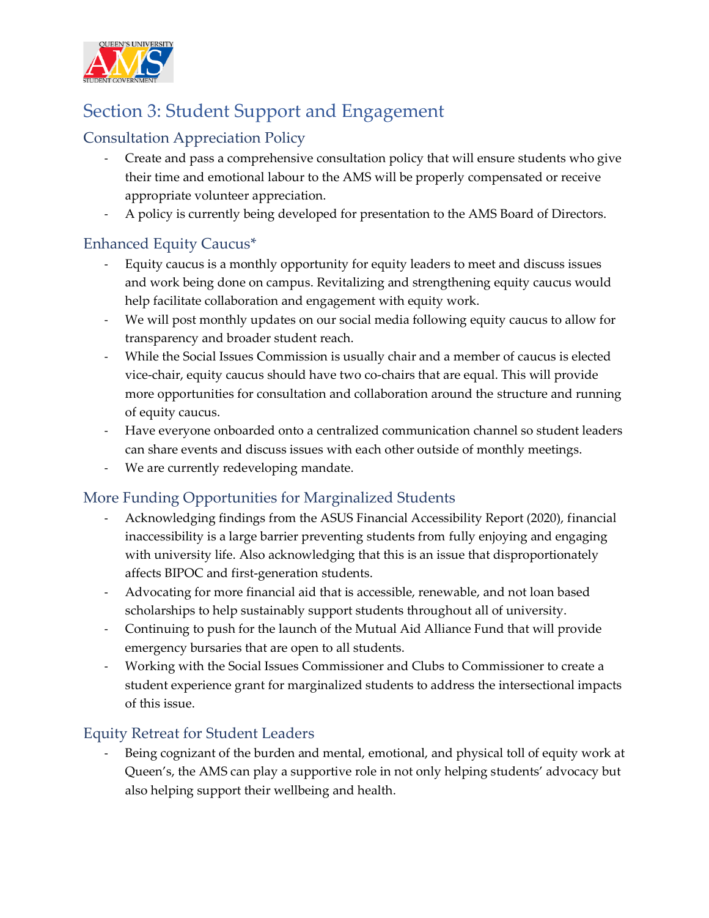# Section 3: Student Support and Engagement

## Consultation Appreciation Policy

- Create and pass a comprehensive consultation policy that will ensure students who give their time and emotional labour to the AMS will be properly compensated or receive appropriate volunteer appreciation.
- A policy is currently being developed for presentation to the AMS Board of Directors.

## Enhanced Equity Caucus*

- Equity caucus is a monthly opportunity for equity leaders to meet and discuss issues and work being done on campus. Revitalizing and strengthening equity caucus would help facilitate collaboration and engagement with equity work.
- We will post monthly updates on our social media following equity caucus to allow for transparency and broader student reach.
- While the Social Issues Commission is usually chair and a member of caucus is elected vice-chair, equity caucus should have two co-chairs that are equal. This will provide more opportunities for consultation and collaboration around the structure and running of equity caucus.
- Have everyone onboarded onto a centralized communication channel so student leaders can share events and discuss issues with each other outside of monthly meetings.
- We are currently redeveloping mandate.

## More Funding Opportunities for Marginalized Students

- Acknowledging findings from the ASUS Financial Accessibility Report (2020), financial inaccessibility is a large barrier preventing students from fully enjoying and engaging with university life. Also acknowledging that this is an issue that disproportionately affects BIPOC and first-generation students.
- Advocating for more financial aid that is accessible, renewable, and not loan based scholarships to help sustainably support students throughout all of university.
- Continuing to push for the launch of the Mutual Aid Alliance Fund that will provide emergency bursaries that are open to all students.
- Working with the Social Issues Commissioner and Clubs to Commissioner to create a student experience grant for marginalized students to address the intersectional impacts of this issue.

## Equity Retreat for Student Leaders

- Being cognizant of the burden and mental, emotional, and physical toll of equity work at Queen's, the AMS can play a supportive role in not only helping students' advocacy but also helping support their wellbeing and health.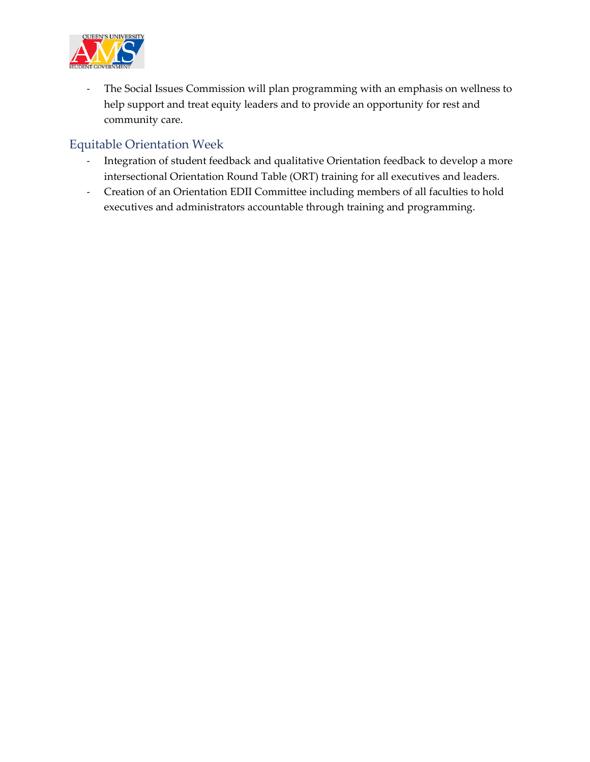- The Social Issues Commission will plan programming with an emphasis on wellness to help support and treat equity leaders and to provide an opportunity for rest and community care.

## Equitable Orientation Week

- Integration of student feedback and qualitative Orientation feedback to develop a more intersectional Orientation Round Table (ORT) training for all executives and leaders.
- Creation of an Orientation EDII Committee including members of all faculties to hold executives and administrators accountable through training and programming.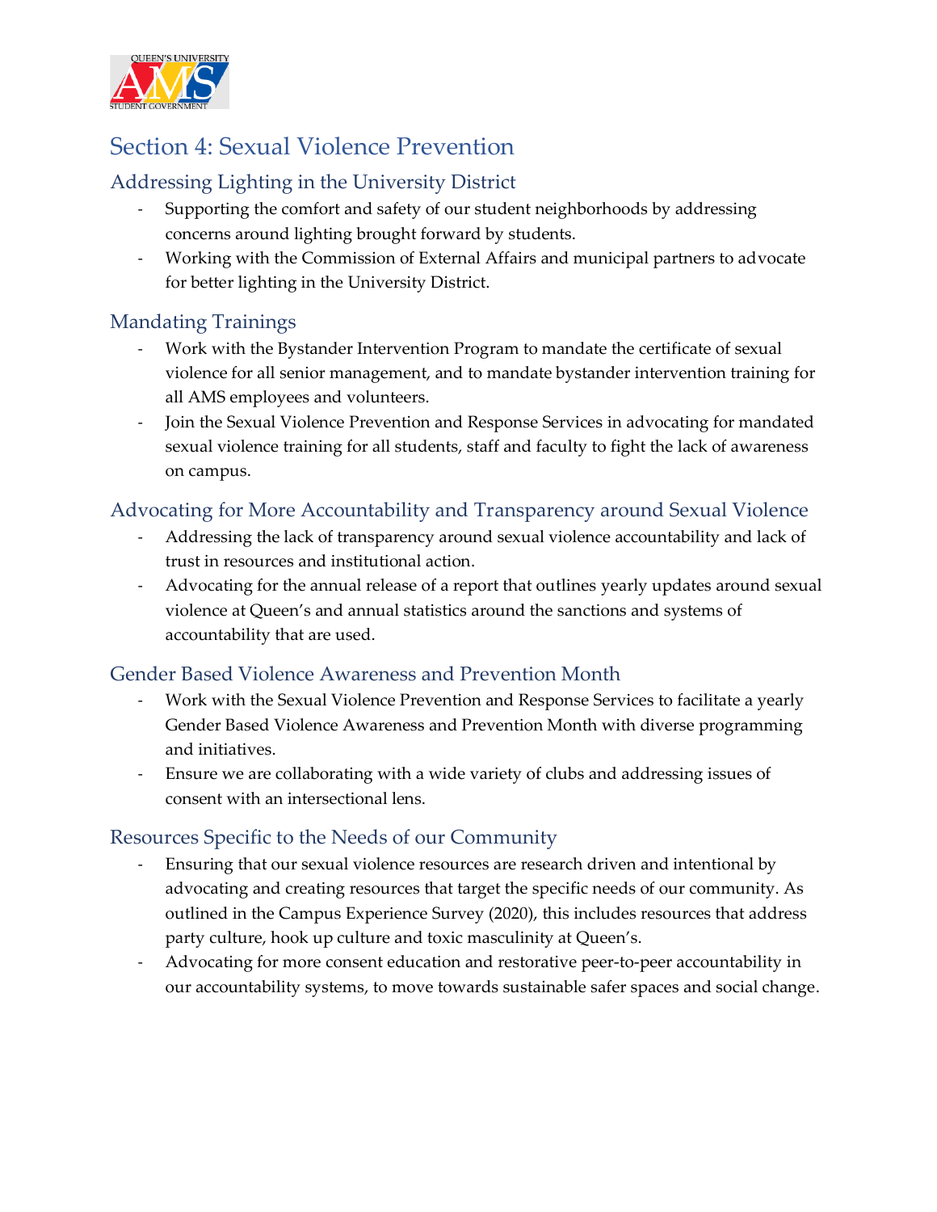## Section 4: Sexual Violence Prevention

### Addressing Lighting in the University District

- Supporting the comfort and safety of our student neighborhoods by addressing concerns around lighting brought forward by students.
- Working with the Commission of External Affairs and municipal partners to advocate for better lighting in the University District.

### Mandating Trainings

- Work with the Bystander Intervention Program to mandate the certificate of sexual violence for all senior management, and to mandate bystander intervention training for all AMS employees and volunteers.
- Join the Sexual Violence Prevention and Response Services in advocating for mandated sexual violence training for all students, staff and faculty to fight the lack of awareness on campus.

### Advocating for More Accountability and Transparency around Sexual Violence

- Addressing the lack of transparency around sexual violence accountability and lack of trust in resources and institutional action.
- Advocating for the annual release of a report that outlines yearly updates around sexual violence at Queen's and annual statistics around the sanctions and systems of accountability that are used.

### Gender Based Violence Awareness and Prevention Month

- Work with the Sexual Violence Prevention and Response Services to facilitate a yearly Gender Based Violence Awareness and Prevention Month with diverse programming and initiatives.
- Ensure we are collaborating with a wide variety of clubs and addressing issues of consent with an intersectional lens.

### Resources Specific to the Needs of our Community

- Ensuring that our sexual violence resources are research driven and intentional by advocating and creating resources that target the specific needs of our community. As outlined in the Campus Experience Survey (2020), this includes resources that address party culture, hook up culture and toxic masculinity at Queen's.
- Advocating for more consent education and restorative peer-to-peer accountability in our accountability systems, to move towards sustainable safer spaces and social change.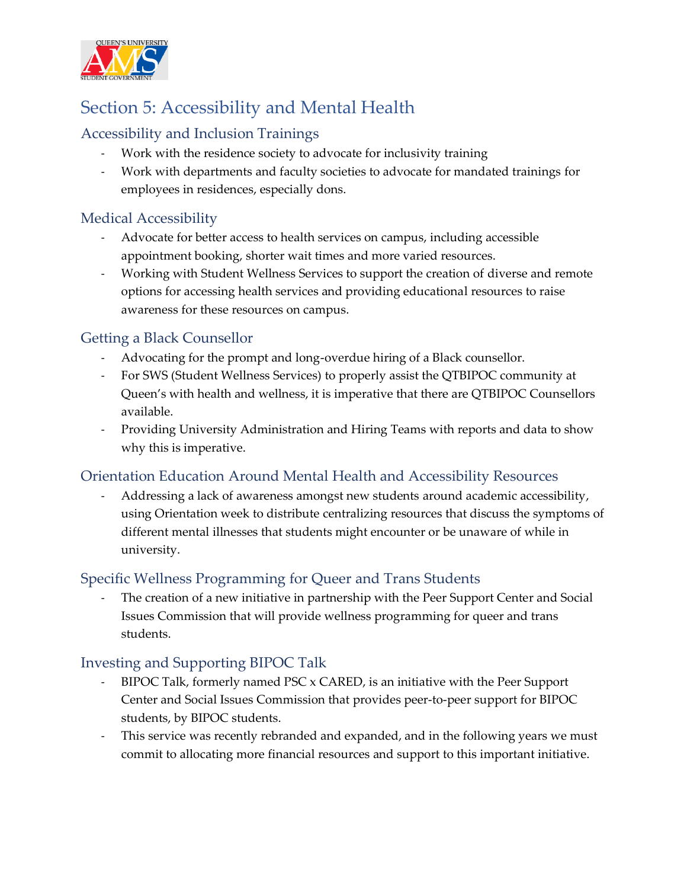# Section 5: Accessibility and Mental Health

## Accessibility and Inclusion Trainings

- Work with the residence society to advocate for inclusivity training
- Work with departments and faculty societies to advocate for mandated trainings for employees in residences, especially dons.

## Medical Accessibility

- Advocate for better access to health services on campus, including accessible appointment booking, shorter wait times and more varied resources.
- Working with Student Wellness Services to support the creation of diverse and remote options for accessing health services and providing educational resources to raise awareness for these resources on campus.

## Getting a Black Counsellor

- Advocating for the prompt and long-overdue hiring of a Black counsellor.
- For SWS (Student Wellness Services) to properly assist the QTBIPOC community at Queen's with health and wellness, it is imperative that there are QTBIPOC Counsellors available.
- Providing University Administration and Hiring Teams with reports and data to show why this is imperative.

## Orientation Education Around Mental Health and Accessibility Resources

- Addressing a lack of awareness amongst new students around academic accessibility, using Orientation week to distribute centralizing resources that discuss the symptoms of different mental illnesses that students might encounter or be unaware of while in university.

## Specific Wellness Programming for Queer and Trans Students

- The creation of a new initiative in partnership with the Peer Support Center and Social Issues Commission that will provide wellness programming for queer and trans students.

## Investing and Supporting BIPOC Talk

- BIPOC Talk, formerly named PSC x CARED, is an initiative with the Peer Support Center and Social Issues Commission that provides peer-to-peer support for BIPOC students, by BIPOC students.
- This service was recently rebranded and expanded, and in the following years we must commit to allocating more financial resources and support to this important initiative.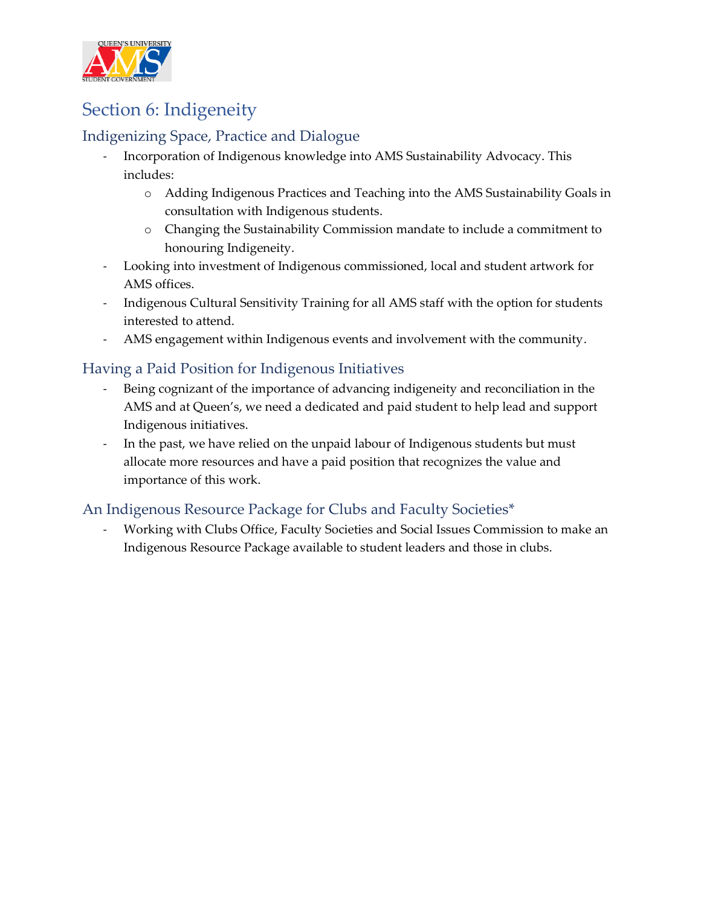# Section 6: Indigeneity

## Indigenizing Space, Practice and Dialogue

- Incorporation of Indigenous knowledge into AMS Sustainability Advocacy. This includes:
  - Adding Indigenous Practices and Teaching into the AMS Sustainability Goals in consultation with Indigenous students.
  - Changing the Sustainability Commission mandate to include a commitment to honouring Indigeneity.
- Looking into investment of Indigenous commissioned, local and student artwork for AMS offices.
- Indigenous Cultural Sensitivity Training for all AMS staff with the option for students interested to attend.
- AMS engagement within Indigenous events and involvement with the community.

## Having a Paid Position for Indigenous Initiatives

- Being cognizant of the importance of advancing indigeneity and reconciliation in the AMS and at Queen's, we need a dedicated and paid student to help lead and support Indigenous initiatives.
- In the past, we have relied on the unpaid labour of Indigenous students but must allocate more resources and have a paid position that recognizes the value and importance of this work.

## An Indigenous Resource Package for Clubs and Faculty Societies*

- Working with Clubs Office, Faculty Societies and Social Issues Commission to make an Indigenous Resource Package available to student leaders and those in clubs.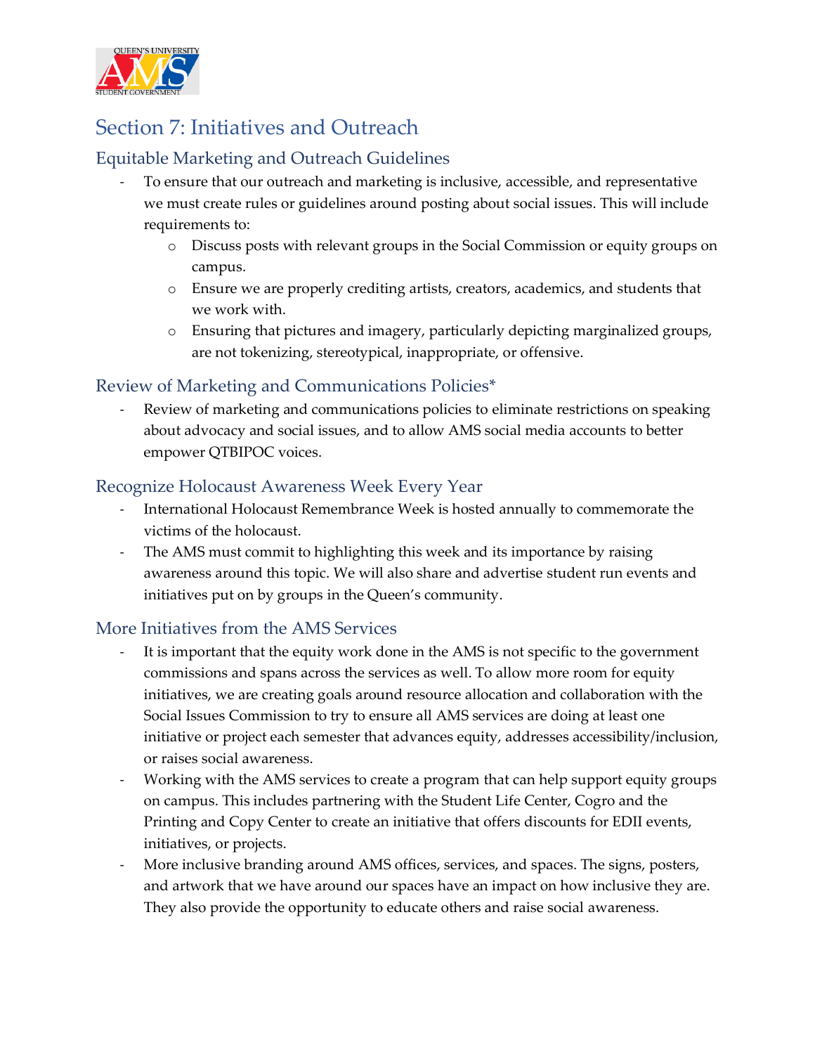# Section 7: Initiatives and Outreach

## Equitable Marketing and Outreach Guidelines

- To ensure that our outreach and marketing is inclusive, accessible, and representative we must create rules or guidelines around posting about social issues. This will include requirements to:
    - Discuss posts with relevant groups in the Social Commission or equity groups on campus.
    - Ensure we are properly crediting artists, creators, academics, and students that we work with.
    - Ensuring that pictures and imagery, particularly depicting marginalized groups, are not tokenizing, stereotypical, inappropriate, or offensive.

## Review of Marketing and Communications Policies*

- Review of marketing and communications policies to eliminate restrictions on speaking about advocacy and social issues, and to allow AMS social media accounts to better empower QTBIPOC voices.

## Recognize Holocaust Awareness Week Every Year

- International Holocaust Remembrance Week is hosted annually to commemorate the victims of the holocaust.
- The AMS must commit to highlighting this week and its importance by raising awareness around this topic. We will also share and advertise student run events and initiatives put on by groups in the Queen's community.

## More Initiatives from the AMS Services

- It is important that the equity work done in the AMS is not specific to the government commissions and spans across the services as well. To allow more room for equity initiatives, we are creating goals around resource allocation and collaboration with the Social Issues Commission to try to ensure all AMS services are doing at least one initiative or project each semester that advances equity, addresses accessibility/inclusion, or raises social awareness.
- Working with the AMS services to create a program that can help support equity groups on campus. This includes partnering with the Student Life Center, Cogro and the Printing and Copy Center to create an initiative that offers discounts for EDII events, initiatives, or projects.
- More inclusive branding around AMS offices, services, and spaces. The signs, posters, and artwork that we have around our spaces have an impact on how inclusive they are. They also provide the opportunity to educate others and raise social awareness.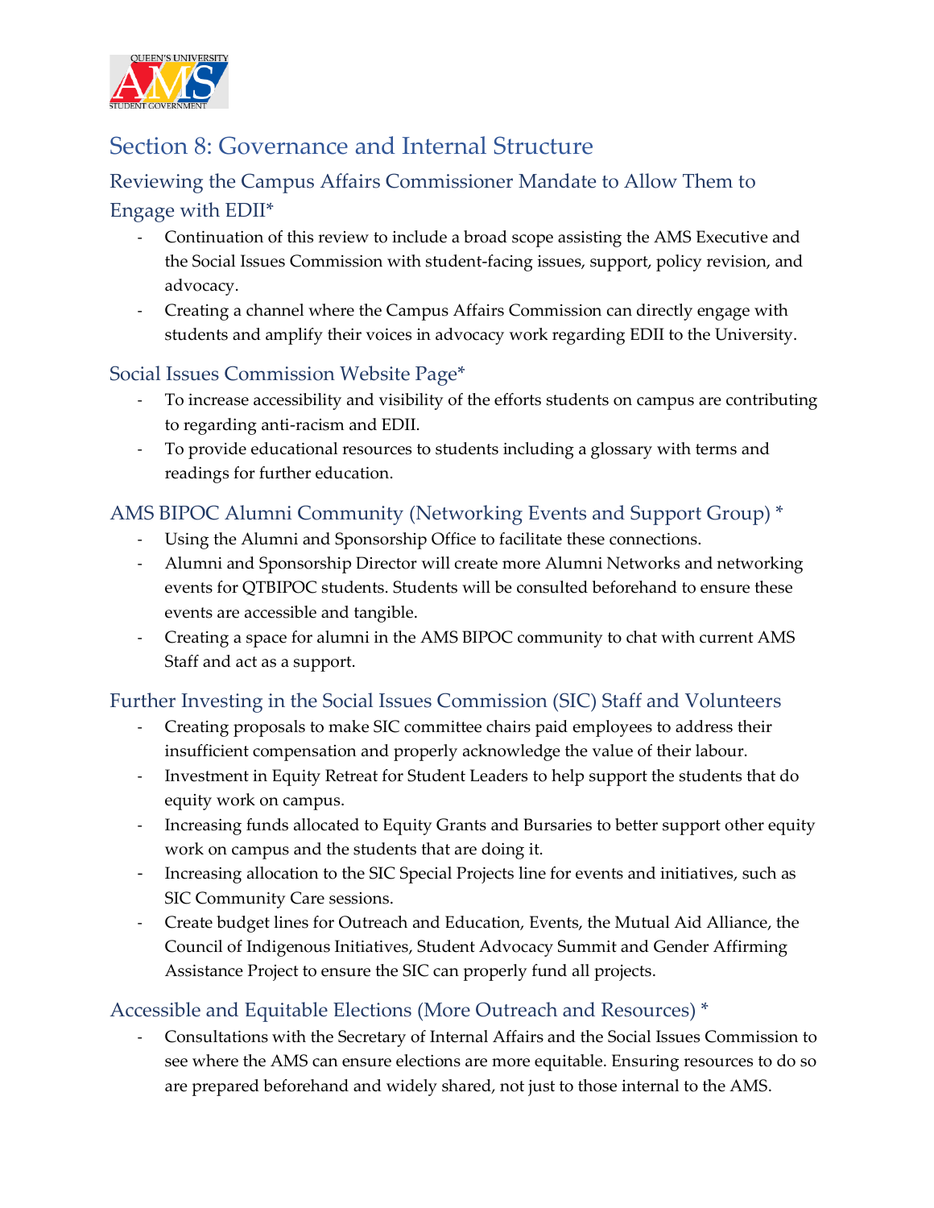## Section 8: Governance and Internal Structure

### Reviewing the Campus Affairs Commissioner Mandate to Allow Them to Engage with EDII*

- Continuation of this review to include a broad scope assisting the AMS Executive and the Social Issues Commission with student-facing issues, support, policy revision, and advocacy.
- Creating a channel where the Campus Affairs Commission can directly engage with students and amplify their voices in advocacy work regarding EDII to the University.

### Social Issues Commission Website Page*

- To increase accessibility and visibility of the efforts students on campus are contributing to regarding anti-racism and EDII.
- To provide educational resources to students including a glossary with terms and readings for further education.

### AMS BIPOC Alumni Community (Networking Events and Support Group) *

- Using the Alumni and Sponsorship Office to facilitate these connections.
- Alumni and Sponsorship Director will create more Alumni Networks and networking events for QTBIPOC students. Students will be consulted beforehand to ensure these events are accessible and tangible.
- Creating a space for alumni in the AMS BIPOC community to chat with current AMS Staff and act as a support.

### Further Investing in the Social Issues Commission (SIC) Staff and Volunteers

- Creating proposals to make SIC committee chairs paid employees to address their insufficient compensation and properly acknowledge the value of their labour.
- Investment in Equity Retreat for Student Leaders to help support the students that do equity work on campus.
- Increasing funds allocated to Equity Grants and Bursaries to better support other equity work on campus and the students that are doing it.
- Increasing allocation to the SIC Special Projects line for events and initiatives, such as SIC Community Care sessions.
- Create budget lines for Outreach and Education, Events, the Mutual Aid Alliance, the Council of Indigenous Initiatives, Student Advocacy Summit and Gender Affirming Assistance Project to ensure the SIC can properly fund all projects.

### Accessible and Equitable Elections (More Outreach and Resources) *

- Consultations with the Secretary of Internal Affairs and the Social Issues Commission to see where the AMS can ensure elections are more equitable. Ensuring resources to do so are prepared beforehand and widely shared, not just to those internal to the AMS.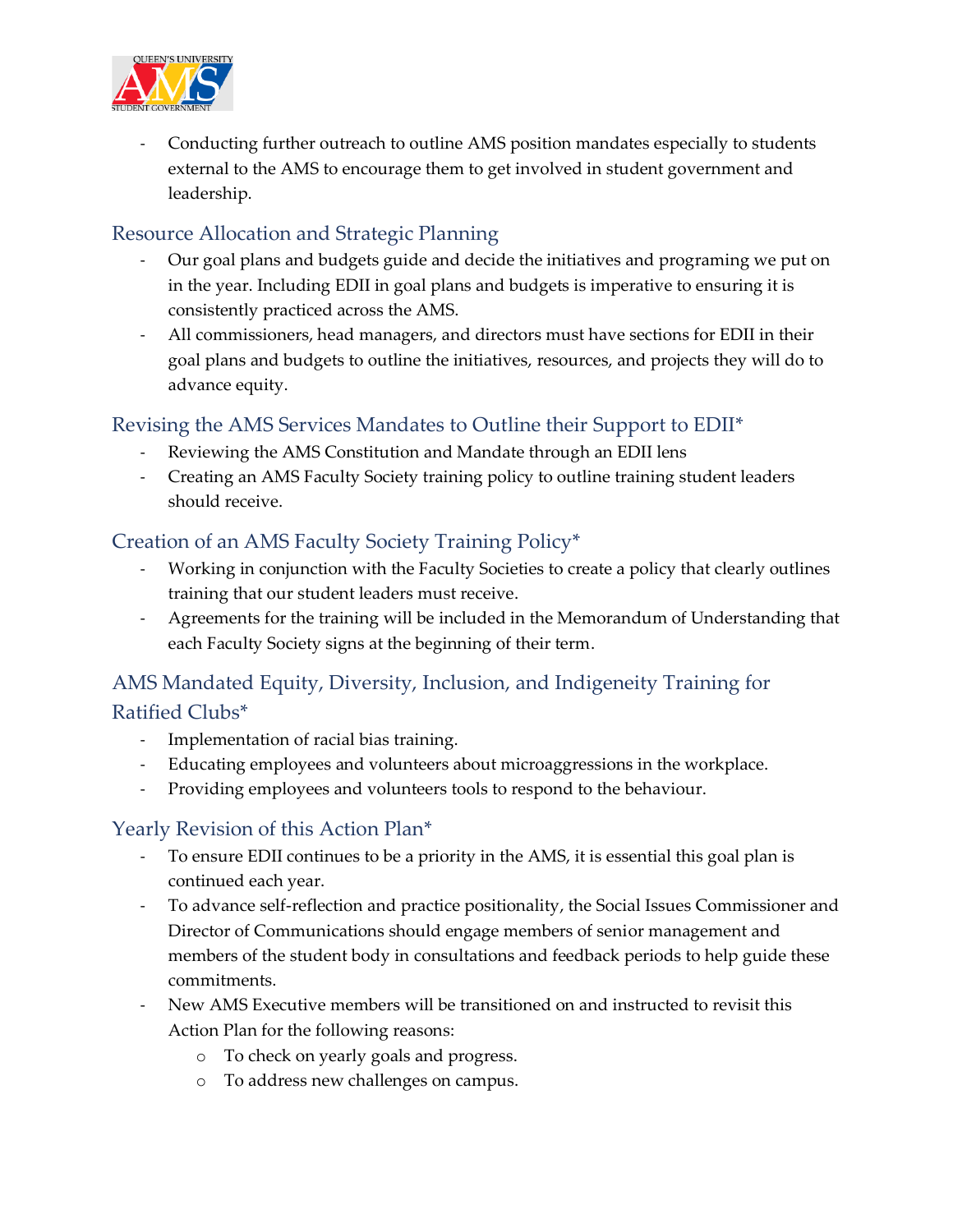- Conducting further outreach to outline AMS position mandates especially to students external to the AMS to encourage them to get involved in student government and leadership.

### Resource Allocation and Strategic Planning

- Our goal plans and budgets guide and decide the initiatives and programing we put on in the year. Including EDII in goal plans and budgets is imperative to ensuring it is consistently practiced across the AMS.
- All commissioners, head managers, and directors must have sections for EDII in their goal plans and budgets to outline the initiatives, resources, and projects they will do to advance equity.

### Revising the AMS Services Mandates to Outline their Support to EDII*

- Reviewing the AMS Constitution and Mandate through an EDII lens
- Creating an AMS Faculty Society training policy to outline training student leaders should receive.

### Creation of an AMS Faculty Society Training Policy*

- Working in conjunction with the Faculty Societies to create a policy that clearly outlines training that our student leaders must receive.
- Agreements for the training will be included in the Memorandum of Understanding that each Faculty Society signs at the beginning of their term.

### AMS Mandated Equity, Diversity, Inclusion, and Indigeneity Training for Ratified Clubs*

- Implementation of racial bias training.
- Educating employees and volunteers about microaggressions in the workplace.
- Providing employees and volunteers tools to respond to the behaviour.

### Yearly Revision of this Action Plan*

- To ensure EDII continues to be a priority in the AMS, it is essential this goal plan is continued each year.
- To advance self-reflection and practice positionality, the Social Issues Commissioner and Director of Communications should engage members of senior management and members of the student body in consultations and feedback periods to help guide these commitments.
- New AMS Executive members will be transitioned on and instructed to revisit this Action Plan for the following reasons:
  - To check on yearly goals and progress.
  - To address new challenges on campus.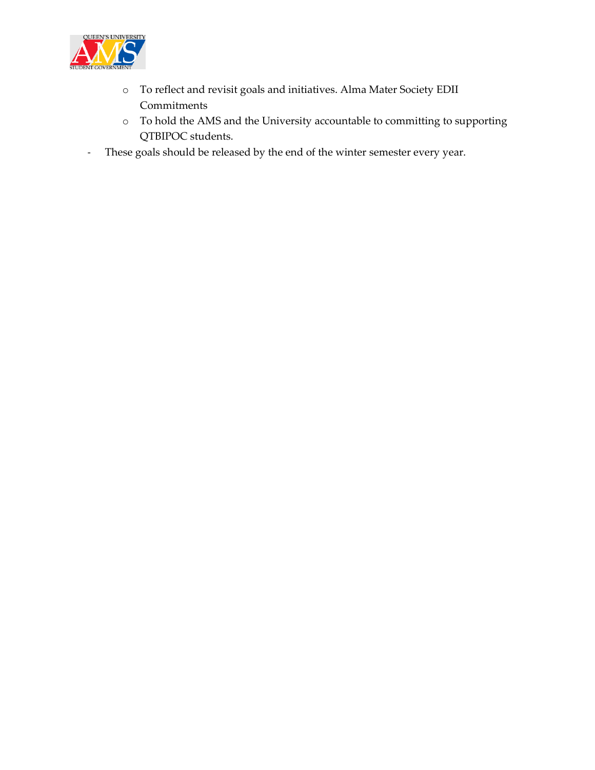- To reflect and revisit goals and initiatives. Alma Mater Society EDII Commitments
  - To hold the AMS and the University accountable to committing to supporting QTBIPOC students.
- These goals should be released by the end of the winter semester every year.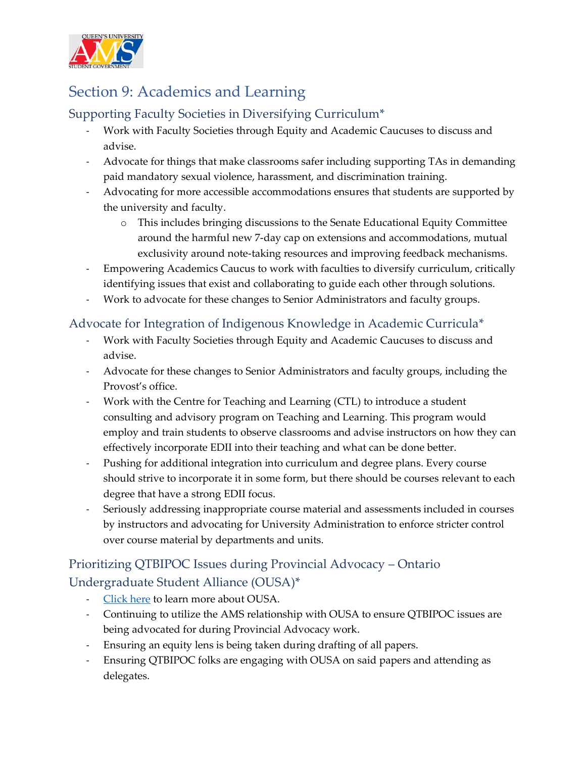## Section 9: Academics and Learning

### Supporting Faculty Societies in Diversifying Curriculum*

- Work with Faculty Societies through Equity and Academic Caucuses to discuss and advise.
- Advocate for things that make classrooms safer including supporting TAs in demanding paid mandatory sexual violence, harassment, and discrimination training.
- Advocating for more accessible accommodations ensures that students are supported by the university and faculty.
  - This includes bringing discussions to the Senate Educational Equity Committee around the harmful new 7-day cap on extensions and accommodations, mutual exclusivity around note-taking resources and improving feedback mechanisms.
- Empowering Academics Caucus to work with faculties to diversify curriculum, critically identifying issues that exist and collaborating to guide each other through solutions.
- Work to advocate for these changes to Senior Administrators and faculty groups.

### Advocate for Integration of Indigenous Knowledge in Academic Curricula*

- Work with Faculty Societies through Equity and Academic Caucuses to discuss and advise.
- Advocate for these changes to Senior Administrators and faculty groups, including the Provost's office.
- Work with the Centre for Teaching and Learning (CTL) to introduce a student consulting and advisory program on Teaching and Learning. This program would employ and train students to observe classrooms and advise instructors on how they can effectively incorporate EDII into their teaching and what can be done better.
- Pushing for additional integration into curriculum and degree plans. Every course should strive to incorporate it in some form, but there should be courses relevant to each degree that have a strong EDII focus.
- Seriously addressing inappropriate course material and assessments included in courses by instructors and advocating for University Administration to enforce stricter control over course material by departments and units.

### Prioritizing QTBIPOC Issues during Provincial Advocacy – Ontario Undergraduate Student Alliance (OUSA)*

- Click here to learn more about OUSA.
- Continuing to utilize the AMS relationship with OUSA to ensure QTBIPOC issues are being advocated for during Provincial Advocacy work.
- Ensuring an equity lens is being taken during drafting of all papers.
- Ensuring QTBIPOC folks are engaging with OUSA on said papers and attending as delegates.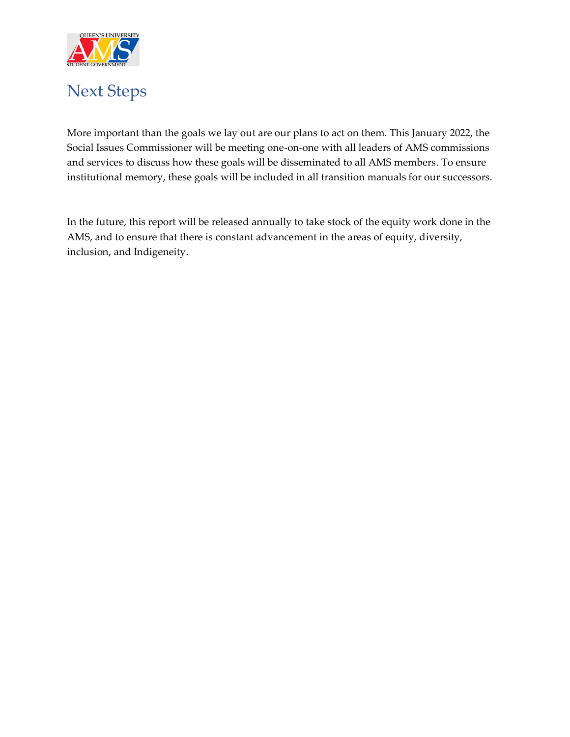# Next Steps

More important than the goals we lay out are our plans to act on them. This January 2022, the Social Issues Commissioner will be meeting one-on-one with all leaders of AMS commissions and services to discuss how these goals will be disseminated to all AMS members. To ensure institutional memory, these goals will be included in all transition manuals for our successors.

In the future, this report will be released annually to take stock of the equity work done in the AMS, and to ensure that there is constant advancement in the areas of equity, diversity, inclusion, and Indigeneity.